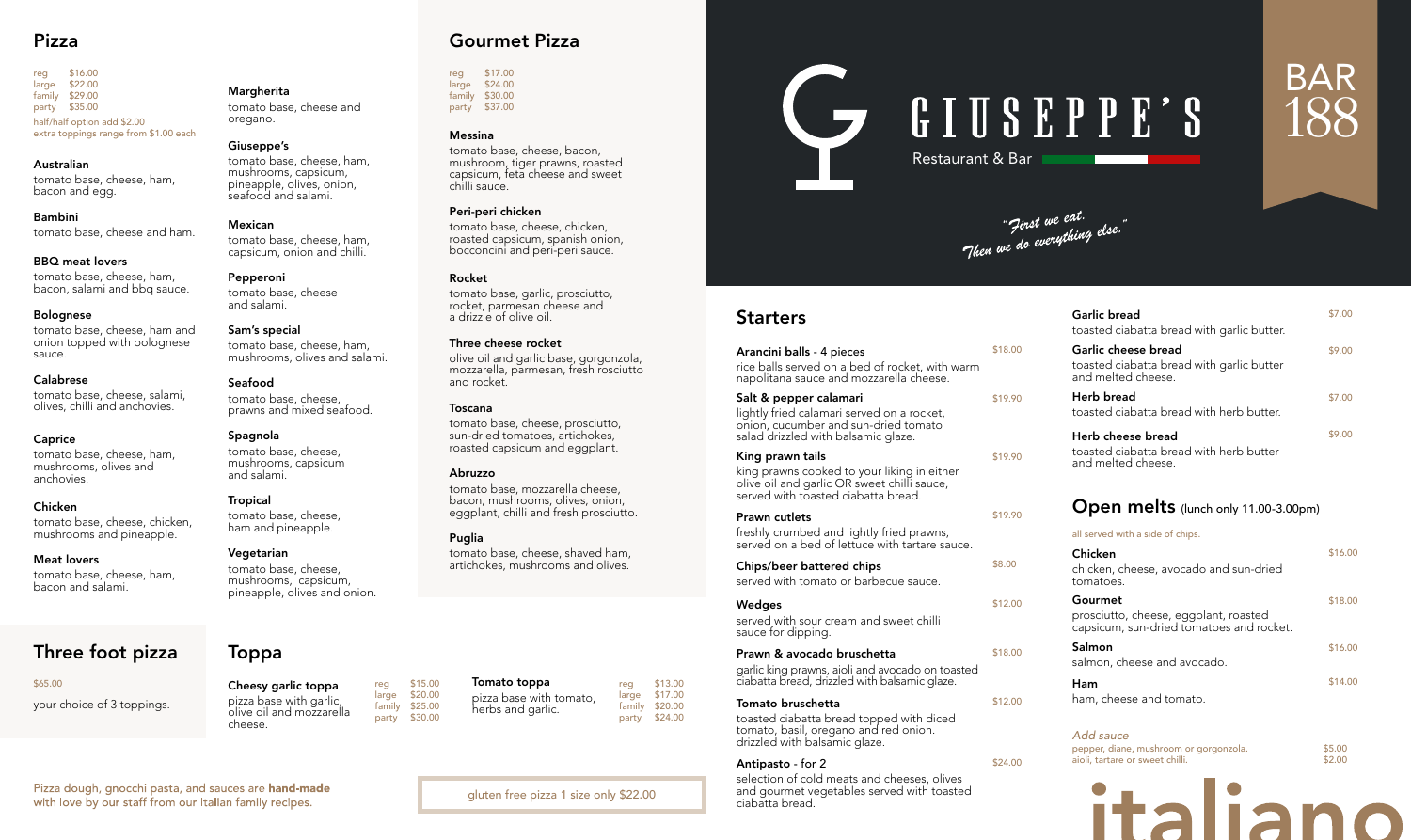## Pizza

| | |
|---|---|
| reg | $16.00 |
| large | $22.00 |
| family | $29.00 |
| party | $35.00 |

half/half option add $2.00
extra toppings range from $1.00 each

**Australian**
tomato base, cheese, ham, bacon and egg.

**Bambini**
tomato base, cheese and ham.

**BBQ meat lovers**
tomato base, cheese, ham, bacon, salami and bbq sauce.

**Bolognese**
tomato base, cheese, ham and onion topped with bolognese sauce.

**Calabrese**
tomato base, cheese, salami, olives, chilli and anchovies.

**Caprice**
tomato base, cheese, ham, mushrooms, olives and anchovies.

**Chicken**
tomato base, cheese, chicken, mushrooms and pineapple.

**Meat lovers**
tomato base, cheese, ham, bacon and salami.

**Margherita**
tomato base, cheese and oregano.

**Giuseppe's**
tomato base, cheese, ham, mushrooms, capsicum, pineapple, olives, onion, seafood and salami.

**Mexican**
tomato base, cheese, ham, capsicum, onion and chilli.

**Pepperoni**
tomato base, cheese and salami.

**Sam's special**
tomato base, cheese, ham, mushrooms, olives and salami.

**Seafood**
tomato base, cheese, prawns and mixed seafood.

**Spagnola**
tomato base, cheese, mushrooms, capsicum and salami.

**Tropical**
tomato base, cheese, ham and pineapple.

**Vegetarian**
tomato base, cheese, mushrooms, capsicum, pineapple, olives and onion.

## Three foot pizza

$65.00

your choice of 3 toppings.

## Toppa

**Cheesy garlic toppa**
pizza base with garlic, olive oil and mozzarella cheese.

| | |
|---|---|
| reg | $15.00 |
| large | $20.00 |
| family | $25.00 |
| party | $30.00 |

**Tomato toppa**
pizza base with tomato, herbs and garlic.

| | |
|---|---|
| reg | $13.00 |
| large | $17.00 |
| family | $20.00 |
| party | $24.00 |

Pizza dough, gnocchi pasta, and sauces are **hand-made** with love by our staff from our Italian family recipes.

## Gourmet Pizza

| | |
|---|---|
| reg | $17.00 |
| large | $24.00 |
| family | $30.00 |
| party | $37.00 |

**Messina**
tomato base, cheese, bacon, mushroom, tiger prawns, capsicum, feta cheese and sweet chilli sauce.

**Peri-peri chicken**
tomato base, cheese, chicken, roasted capsicum, spanish onion, bocconcini and peri-peri sauce.

**Rocket**
tomato base, garlic, prosciutto, rocket, parmesan cheese and a drizzle of olive oil.

**Three cheese rocket**
olive oil and garlic base, gorgonzola, mozzarella, parmesan, fresh rosciutto and rocket.

**Toscana**
tomato base, cheese, prosciutto, sun-dried tomatoes, artichokes, roasted capsicum and eggplant.

**Abruzzo**
tomato base, mozzarella cheese, bacon, mushrooms, olives, onion, eggplant, chilli and fresh prosciutto.

**Puglia**
tomato base, cheese, shaved ham, artichokes, mushrooms and olives.

gluten free pizza 1 size only $22.00

# GIUSEPPE'S

Restaurant & Bar

BAR 188

*"First we eat. Then we do everything else."*

## Starters

| Item | Price |
|---|---|
| **Arancini balls** - 4 pieces<br>rice balls served on a bed of rocket, with warm napolitana sauce and mozzarella cheese. | $18.00 |
| **Salt & pepper calamari**<br>lightly fried calamari served on a rocket, onion, cucumber and sun-dried tomato salad drizzled with balsamic glaze. | $19.90 |
| **King prawn tails**<br>king prawns cooked to your liking in either olive oil and garlic OR sweet chilli sauce, served with toasted ciabatta bread. | $19.90 |
| **Prawn cutlets**<br>freshly crumbed and lightly fried prawns, served on a bed of lettuce with tartare sauce. | $19.90 |
| **Chips/beer battered chips**<br>served with tomato or barbecue sauce. | $8.00 |
| **Wedges**<br>served with sour cream and sweet chilli sauce for dipping. | $12.00 |
| **Prawn & avocado bruschetta**<br>garlic king prawns, aioli and avocado on toasted ciabatta bread, drizzled with balsamic glaze. | $18.00 |
| **Tomato bruschetta**<br>toasted ciabatta bread topped with diced tomato, basil, oregano and red onion. drizzled with balsamic glaze. | $12.00 |
| **Antipasto** - for 2<br>selection of cold meats and cheeses, olives and gourmet vegetables served with toasted ciabatta bread. | $24.00 |
| **Garlic bread**<br>toasted ciabatta bread with garlic butter. | $7.00 |
| **Garlic cheese bread**<br>toasted ciabatta bread with garlic butter and melted cheese. | $9.00 |
| **Herb bread**<br>toasted ciabatta bread with herb butter. | $7.00 |
| **Herb cheese bread**<br>toasted ciabatta bread with herb butter and melted cheese. | $9.00 |

## Open melts (lunch only 11.00-3.00pm)

all served with a side of chips.

| Item | Price |
|---|---|
| **Chicken**<br>chicken, cheese, avocado and sun-dried tomatoes. | $16.00 |
| **Gourmet**<br>prosciutto, cheese, eggplant, roasted capsicum, sun-dried tomatoes and rocket. | $18.00 |
| **Salmon**<br>salmon, cheese and avocado. | $16.00 |
| **Ham**<br>ham, cheese and tomato. | $14.00 |

*Add sauce*

| | |
|---|---|
| pepper, diane, mushroom or gorgonzola. | $5.00 |
| aioli, tartare or sweet chilli. | $2.00 |

italiano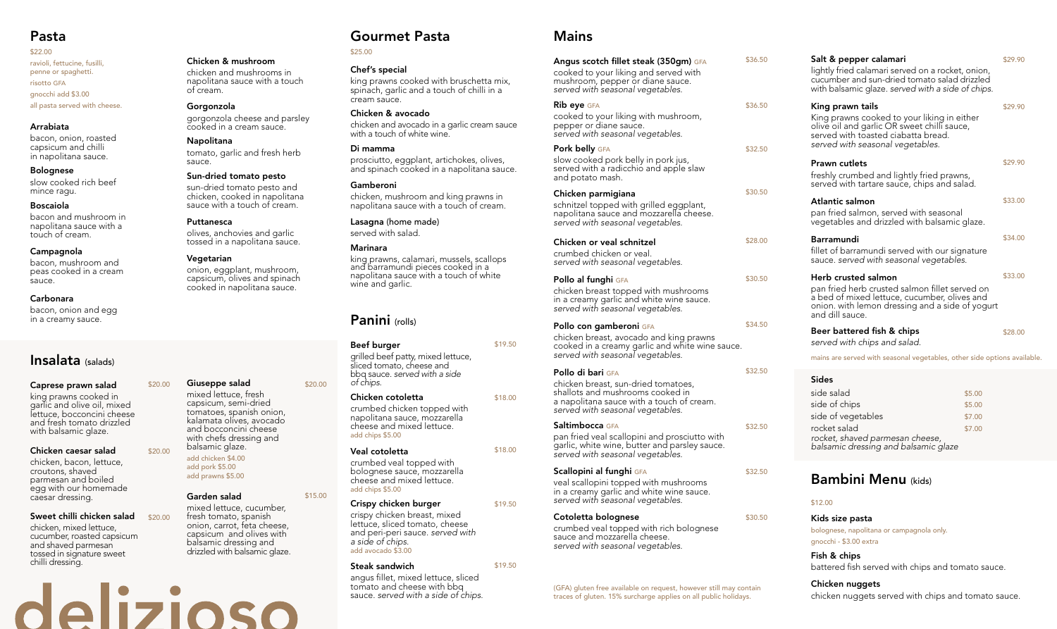## Pasta

$22.00

ravioli, fettucine, fusilli, penne or spaghetti.

risotto GFA

gnocchi add $3.00

all pasta served with cheese.

**Arrabiata**
bacon, onion, roasted capsicum and chilli in napolitana sauce.

**Bolognese**
slow cooked rich beef mince ragu.

**Boscaiola**
bacon and mushroom in napolitana sauce with a touch of cream.

**Campagnola**
bacon, mushroom and peas cooked in a cream sauce.

**Carbonara**
bacon, onion and egg in a creamy sauce.

**Chicken & mushroom**
chicken and mushrooms in napolitana sauce with a touch of cream.

**Gorgonzola**
gorgonzola cheese and parsley cooked in a cream sauce.

**Napolitana**
tomato, garlic and fresh herb sauce.

**Sun-dried tomato pesto**
sun-dried tomato pesto and chicken, cooked in napolitana sauce with a touch of cream.

**Puttanesca**
olives, anchovies and garlic tossed in a napolitana sauce.

**Vegetarian**
onion, eggplant, mushroom, capsicum, olives and spinach cooked in napolitana sauce.

## Insalata (salads)

**Caprese prawn salad** $20.00
king prawns cooked in garlic and olive oil, mixed lettuce, bocconcini cheese and fresh tomato drizzled with balsamic glaze.

**Chicken caesar salad** $20.00
chicken, bacon, lettuce, croutons, shaved parmesan and boiled egg with our homemade caesar dressing.

**Sweet chilli chicken salad** $20.00
chicken, mixed lettuce, cucumber, roasted capsicum and shaved parmesan tossed in signature sweet chilli dressing.

**Giuseppe salad** $20.00
mixed lettuce, fresh capsicum, semi-dried tomatoes, spanish onion, kalamata olives, avocado and bocconcini cheese with chefs dressing and balsamic glaze.
add chicken $4.00
add pork $5.00
add prawns $5.00

**Garden salad** $15.00
mixed lettuce, cucumber, fresh tomato, spanish onion, carrot, feta cheese, capsicum and olives with balsamic dressing and drizzled with balsamic glaze.

delizioso

## Gourmet Pasta

$25.00

**Chef's special**
king prawns cooked with bruschetta mix, spinach, garlic and a touch of chilli in a cream sauce.

**Chicken & avocado**
chicken and avocado in a garlic cream sauce with a touch of white wine.

**Di mamma**
prosciutto, eggplant, artichokes, olives, and spinach cooked in a napolitana sauce.

**Gamberoni**
chicken, mushroom and king prawns in napolitana sauce with a touch of cream.

**Lasagna** (home made)
served with salad.

**Marinara**
king prawns, calamari, mussels, scallops and barramundi pieces cooked in a napolitana sauce with a touch of white wine and garlic.

## Panini (rolls)

**Beef burger** $19.50
grilled beef patty, mixed lettuce, sliced tomato, cheese and bbq sauce. *served with a side of chips.*

**Chicken cotoletta** $18.00
crumbed chicken topped with napolitana sauce, mozzarella cheese and mixed lettuce.
add chips $5.00

**Veal cotoletta** $18.00
crumbed veal topped with bolognese sauce, mozzarella cheese and mixed lettuce.
add chips $5.00

**Crispy chicken burger** $19.50
crispy chicken breast, mixed lettuce, sliced tomato, cheese and peri-peri sauce. *served with a side of chips.*
add avocado $3.00

**Steak sandwich** $19.50
angus fillet, mixed lettuce, sliced tomato and cheese with bbq sauce. *served with a side of chips.*

## Mains

**Angus scotch fillet steak (350gm)** GFA $36.50
cooked to your liking and served with mushroom, pepper or diane sauce.
*served with seasonal vegetables.*

**Rib eye** GFA $36.50
cooked to your liking with mushroom, pepper or diane sauce.
*served with seasonal vegetables.*

**Pork belly** GFA $32.50
slow cooked pork belly in pork jus, served with a radicchio and apple slaw and potato mash.

**Chicken parmigiana** $30.50
schnitzel topped with grilled eggplant, napolitana sauce and mozzarella cheese.
*served with seasonal vegetables.*

**Chicken or veal schnitzel** $28.00
crumbed chicken or veal.
*served with seasonal vegetables.*

**Pollo al funghi** GFA $30.50
chicken breast topped with mushrooms in a creamy garlic and white wine sauce.
*served with seasonal vegetables.*

**Pollo con gamberoni** GFA $34.50
chicken breast, avocado and king prawns cooked in a creamy garlic and white wine sauce.
*served with seasonal vegetables.*

**Pollo di bari** GFA $32.50
chicken breast, sun-dried tomatoes, shallots and mushrooms cooked in a napolitana sauce with a touch of cream.
*served with seasonal vegetables.*

**Saltimbocca** GFA $32.50
pan fried veal scallopini and prosciutto with garlic, white wine, butter and parsley sauce.
*served with seasonal vegetables.*

**Scallopini al funghi** GFA $32.50
veal scallopini topped with mushrooms in a creamy garlic and white wine sauce.
*served with seasonal vegetables.*

**Cotoletta bolognese** $30.50
crumbed veal topped with rich bolognese sauce and mozzarella cheese.
*served with seasonal vegetables.*

(GFA) gluten free available on request, however still may contain traces of gluten. 15% surcharge applies on all public holidays.

**Salt & pepper calamari** $29.90
lightly fried calamari served on a rocket, onion, cucumber and sun-dried tomato salad drizzled with balsamic glaze. *served with a side of chips.*

**King prawn tails** $29.90
King prawns cooked to your liking in either olive oil and garlic OR sweet chilli sauce, served with toasted ciabatta bread.
*served with seasonal vegetables.*

**Prawn cutlets** $29.90
freshly crumbed and lightly fried prawns, served with tartare sauce, chips and salad.

**Atlantic salmon** $33.00
pan fried salmon, served with seasonal vegetables and drizzled with balsamic glaze.

**Barramundi** $34.00
fillet of barramundi served with our signature sauce. *served with seasonal vegetables.*

**Herb crusted salmon** $33.00
pan fried herb crusted salmon fillet served on a bed of mixed lettuce, cucumber, olives and onion. with lemon dressing and a side of yogurt and dill sauce.

**Beer battered fish & chips** $28.00
*served with chips and salad.*

mains are served with seasonal vegetables, other side options available.

### Sides

| | |
|---|---|
| side salad | $5.00 |
| side of chips | $5.00 |
| side of vegetables | $7.00 |
| rocket salad | $7.00 |

*rocket, shaved parmesan cheese, balsamic dressing and balsamic glaze*

## Bambini Menu (kids)

$12.00

**Kids size pasta**
bolognese, napolitana or campagnola only.
gnocchi - $3.00 extra

**Fish & chips**
battered fish served with chips and tomato sauce.

**Chicken nuggets**
chicken nuggets served with chips and tomato sauce.